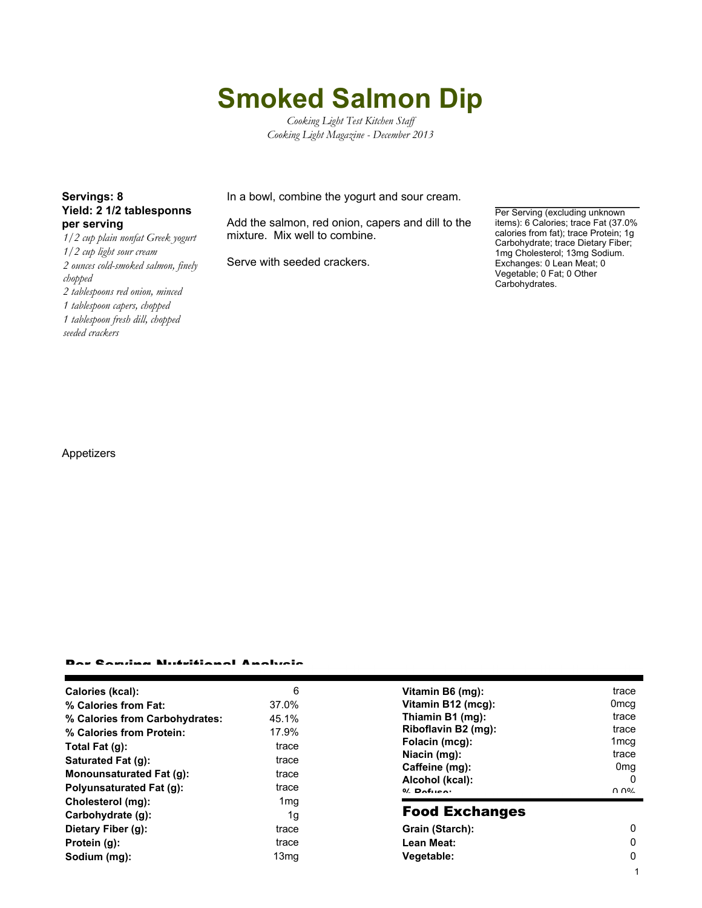# Smoked Salmon Dip

*Cooking Light Test Kitchen Staff*
*Cooking Light Magazine - December 2013*

**Servings: 8**
**Yield: 2 1/2 tablesponns per serving**

*1/2 cup plain nonfat Greek yogurt*
*1/2 cup light sour cream*
*2 ounces cold-smoked salmon, finely chopped*
*2 tablespoons red onion, minced*
*1 tablespoon capers, chopped*
*1 tablespoon fresh dill, chopped*
*seeded crackers*

In a bowl, combine the yogurt and sour cream.

Add the salmon, red onion, capers and dill to the mixture. Mix well to combine.

Serve with seeded crackers.

Per Serving (excluding unknown items): 6 Calories; trace Fat (37.0% calories from fat); trace Protein; 1g Carbohydrate; trace Dietary Fiber; 1mg Cholesterol; 13mg Sodium. Exchanges: 0 Lean Meat; 0 Vegetable; 0 Fat; 0 Other Carbohydrates.

Appetizers

## Per Serving Nutritional Analysis

| | |
|---|---|
| **Calories (kcal):** | 6 |
| **% Calories from Fat:** | 37.0% |
| **% Calories from Carbohydrates:** | 45.1% |
| **% Calories from Protein:** | 17.9% |
| **Total Fat (g):** | trace |
| **Saturated Fat (g):** | trace |
| **Monounsaturated Fat (g):** | trace |
| **Polyunsaturated Fat (g):** | trace |
| **Cholesterol (mg):** | 1mg |
| **Carbohydrate (g):** | 1g |
| **Dietary Fiber (g):** | trace |
| **Protein (g):** | trace |
| **Sodium (mg):** | 13mg |

| | |
|---|---|
| **Vitamin B6 (mg):** | trace |
| **Vitamin B12 (mcg):** | 0mcg |
| **Thiamin B1 (mg):** | trace |
| **Riboflavin B2 (mg):** | trace |
| **Folacin (mcg):** | 1mcg |
| **Niacin (mg):** | trace |
| **Caffeine (mg):** | 0mg |
| **Alcohol (kcal):** | 0 |
| **% Refuse:** | 0.0% |

## Food Exchanges

| | |
|---|---|
| **Grain (Starch):** | 0 |
| **Lean Meat:** | 0 |
| **Vegetable:** | 0 |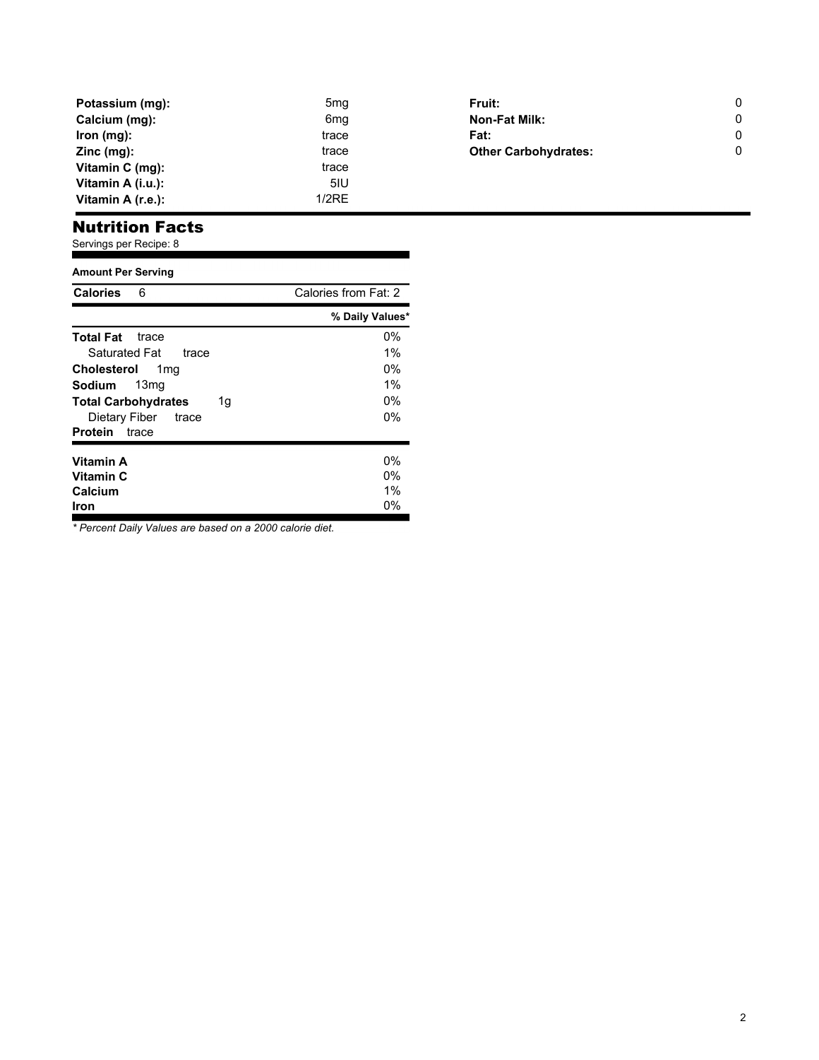| | |
|---|---|
| **Potassium (mg):** | 5mg |
| **Calcium (mg):** | 6mg |
| **Iron (mg):** | trace |
| **Zinc (mg):** | trace |
| **Vitamin C (mg):** | trace |
| **Vitamin A (i.u.):** | 5IU |
| **Vitamin A (r.e.):** | 1/2RE |

| | |
|---|---|
| **Fruit:** | 0 |
| **Non-Fat Milk:** | 0 |
| **Fat:** | 0 |
| **Other Carbohydrates:** | 0 |

## Nutrition Facts

Servings per Recipe: 8

**Amount Per Serving**

| | |
|---|---|
| **Calories** 6 | Calories from Fat: 2 |
| | **% Daily Values*** |
| **Total Fat** trace | 0% |
| Saturated Fat trace | 1% |
| **Cholesterol** 1mg | 0% |
| **Sodium** 13mg | 1% |
| **Total Carbohydrates** 1g | 0% |
| Dietary Fiber trace | 0% |
| **Protein** trace | |
| **Vitamin A** | 0% |
| **Vitamin C** | 0% |
| **Calcium** | 1% |
| **Iron** | 0% |

*\* Percent Daily Values are based on a 2000 calorie diet.*